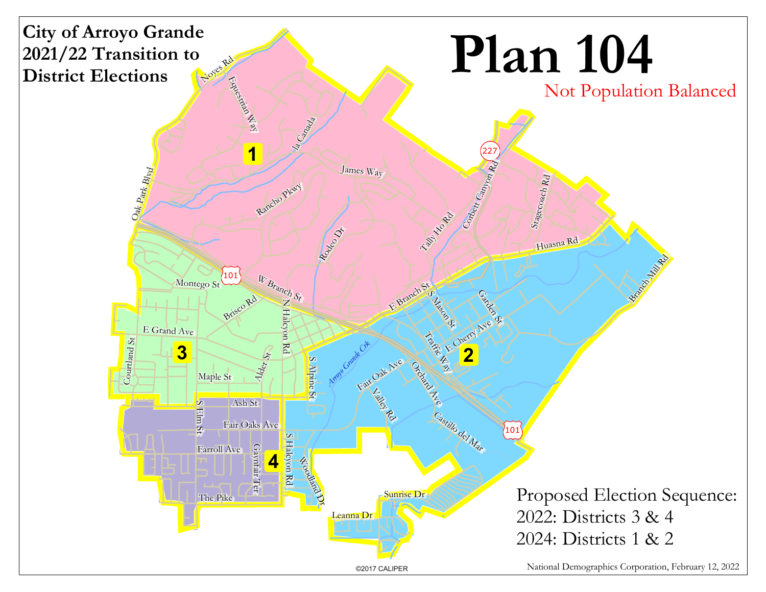# City of Arroyo Grande 2021/22 Transition to District Elections

# Plan 104

Not Population Balanced

Proposed Election Sequence:
2022: Districts 3 & 4
2024: Districts 1 & 2

©2017 CALIPER

National Demographics Corporation, February 12, 2022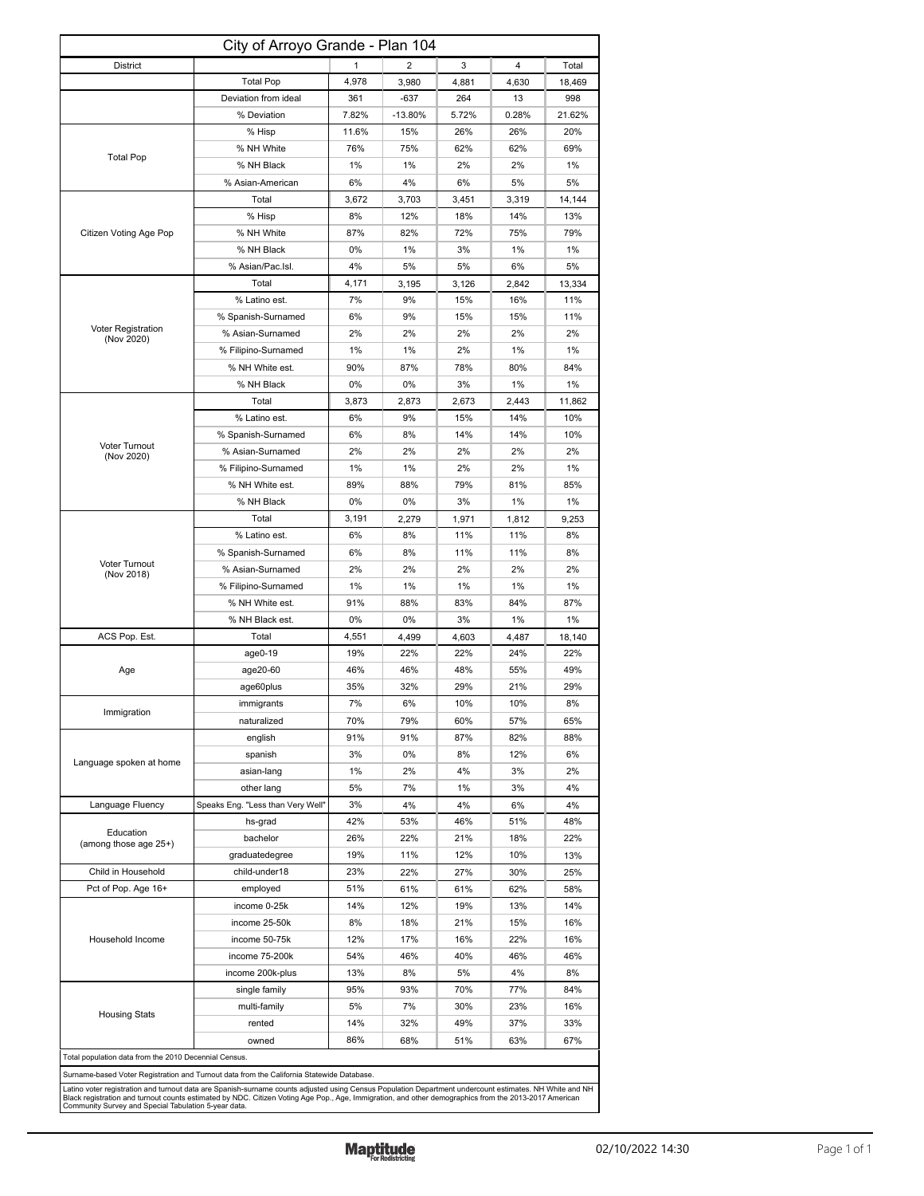# City of Arroyo Grande - Plan 104

| District | | 1 | 2 | 3 | 4 | Total |
|---|---|---|---|---|---|---|
| | Total Pop | 4,978 | 3,980 | 4,881 | 4,630 | 18,469 |
| | Deviation from ideal | 361 | -637 | 264 | 13 | 998 |
| | % Deviation | 7.82% | -13.80% | 5.72% | 0.28% | 21.62% |
| Total Pop | % Hisp | 11.6% | 15% | 26% | 26% | 20% |
| | % NH White | 76% | 75% | 62% | 62% | 69% |
| | % NH Black | 1% | 1% | 2% | 2% | 1% |
| | % Asian-American | 6% | 4% | 6% | 5% | 5% |
| Citizen Voting Age Pop | Total | 3,672 | 3,703 | 3,451 | 3,319 | 14,144 |
| | % Hisp | 8% | 12% | 18% | 14% | 13% |
| | % NH White | 87% | 82% | 72% | 75% | 79% |
| | % NH Black | 0% | 1% | 3% | 1% | 1% |
| | % Asian/Pac.Isl. | 4% | 5% | 5% | 6% | 5% |
| Voter Registration (Nov 2020) | Total | 4,171 | 3,195 | 3,126 | 2,842 | 13,334 |
| | % Latino est. | 7% | 9% | 15% | 16% | 11% |
| | % Spanish-Surnamed | 6% | 9% | 15% | 15% | 11% |
| | % Asian-Surnamed | 2% | 2% | 2% | 2% | 2% |
| | % Filipino-Surnamed | 1% | 1% | 2% | 1% | 1% |
| | % NH White est. | 90% | 87% | 78% | 80% | 84% |
| | % NH Black | 0% | 0% | 3% | 1% | 1% |
| Voter Turnout (Nov 2020) | Total | 3,873 | 2,873 | 2,673 | 2,443 | 11,862 |
| | % Latino est. | 6% | 9% | 15% | 14% | 10% |
| | % Spanish-Surnamed | 6% | 8% | 14% | 14% | 10% |
| | % Asian-Surnamed | 2% | 2% | 2% | 2% | 2% |
| | % Filipino-Surnamed | 1% | 1% | 2% | 2% | 1% |
| | % NH White est. | 89% | 88% | 79% | 81% | 85% |
| | % NH Black | 0% | 0% | 3% | 1% | 1% |
| Voter Turnout (Nov 2018) | Total | 3,191 | 2,279 | 1,971 | 1,812 | 9,253 |
| | % Latino est. | 6% | 8% | 11% | 11% | 8% |
| | % Spanish-Surnamed | 6% | 8% | 11% | 11% | 8% |
| | % Asian-Surnamed | 2% | 2% | 2% | 2% | 2% |
| | % Filipino-Surnamed | 1% | 1% | 1% | 1% | 1% |
| | % NH White est. | 91% | 88% | 83% | 84% | 87% |
| | % NH Black est. | 0% | 0% | 3% | 1% | 1% |
| ACS Pop. Est. | Total | 4,551 | 4,499 | 4,603 | 4,487 | 18,140 |
| Age | age0-19 | 19% | 22% | 22% | 24% | 22% |
| | age20-60 | 46% | 46% | 48% | 55% | 49% |
| | age60plus | 35% | 32% | 29% | 21% | 29% |
| Immigration | immigrants | 7% | 6% | 10% | 10% | 8% |
| | naturalized | 70% | 79% | 60% | 57% | 65% |
| Language spoken at home | english | 91% | 91% | 87% | 82% | 88% |
| | spanish | 3% | 0% | 8% | 12% | 6% |
| | asian-lang | 1% | 2% | 4% | 3% | 2% |
| | other lang | 5% | 7% | 1% | 3% | 4% |
| Language Fluency | Speaks Eng. "Less than Very Well" | 3% | 4% | 4% | 6% | 4% |
| Education (among those age 25+) | hs-grad | 42% | 53% | 46% | 51% | 48% |
| | bachelor | 26% | 22% | 21% | 18% | 22% |
| | graduatedegree | 19% | 11% | 12% | 10% | 13% |
| Child in Household | child-under18 | 23% | 22% | 27% | 30% | 25% |
| Pct of Pop. Age 16+ | employed | 51% | 61% | 61% | 62% | 58% |
| Household Income | income 0-25k | 14% | 12% | 19% | 13% | 14% |
| | income 25-50k | 8% | 18% | 21% | 15% | 16% |
| | income 50-75k | 12% | 17% | 16% | 22% | 16% |
| | income 75-200k | 54% | 46% | 40% | 46% | 46% |
| | income 200k-plus | 13% | 8% | 5% | 4% | 8% |
| Housing Stats | single family | 95% | 93% | 70% | 77% | 84% |
| | multi-family | 5% | 7% | 30% | 23% | 16% |
| | rented | 14% | 32% | 49% | 37% | 33% |
| | owned | 86% | 68% | 51% | 63% | 67% |

Total population data from the 2010 Decennial Census.

Surname-based Voter Registration and Turnout data from the California Statewide Database.

Latino voter registration and turnout data are Spanish-surname counts adjusted using Census Population Department undercount estimates. NH White and NH Black registration and turnout counts estimated by NDC. Citizen Voting Age Pop., Age, Immigration, and other demographics from the 2013-2017 American Community Survey and Special Tabulation 5-year data.

Maptitude For Redistricting

02/10/2022 14:30